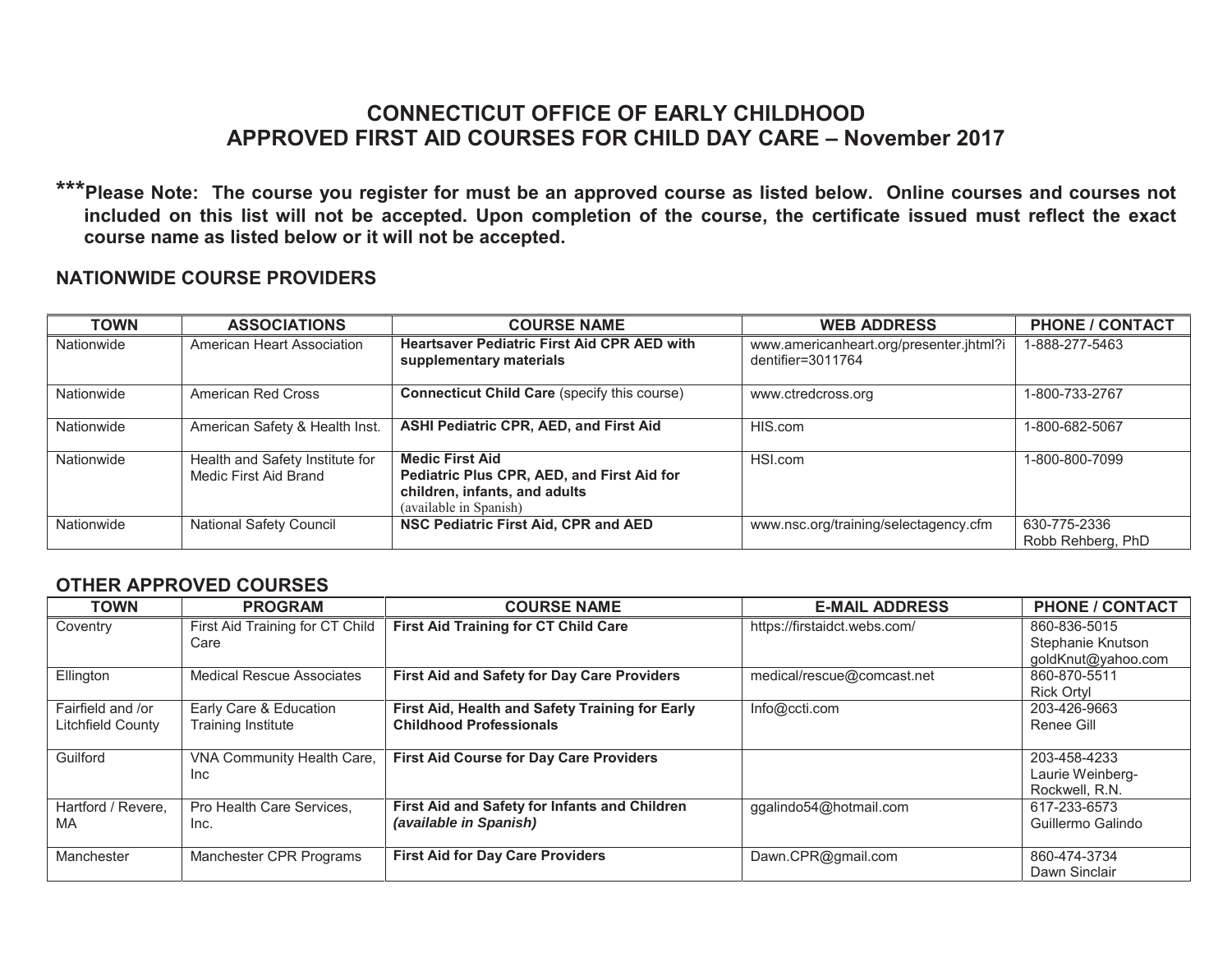# CONNECTICUT OFFICE OF EARLY CHILDHOOD
# APPROVED FIRST AID COURSES FOR CHILD DAY CARE – November 2017

**\*\*\*Please Note: The course you register for must be an approved course as listed below. Online courses and courses not included on this list will not be accepted. Upon completion of the course, the certificate issued must reflect the exact course name as listed below or it will not be accepted.**

## NATIONWIDE COURSE PROVIDERS

| TOWN | ASSOCIATIONS | COURSE NAME | WEB ADDRESS | PHONE / CONTACT |
|---|---|---|---|---|
| Nationwide | American Heart Association | **Heartsaver Pediatric First Aid CPR AED with supplementary materials** | www.americanheart.org/presenter.jhtml?identifier=3011764 | 1-888-277-5463 |
| Nationwide | American Red Cross | **Connecticut Child Care** (specify this course) | www.ctredcross.org | 1-800-733-2767 |
| Nationwide | American Safety & Health Inst. | **ASHI Pediatric CPR, AED, and First Aid** | HIS.com | 1-800-682-5067 |
| Nationwide | Health and Safety Institute for Medic First Aid Brand | **Medic First Aid Pediatric Plus CPR, AED, and First Aid for children, infants, and adults** (available in Spanish) | HSI.com | 1-800-800-7099 |
| Nationwide | National Safety Council | **NSC Pediatric First Aid, CPR and AED** | www.nsc.org/training/selectagency.cfm | 630-775-2336 Robb Rehberg, PhD |

## OTHER APPROVED COURSES

| TOWN | PROGRAM | COURSE NAME | E-MAIL ADDRESS | PHONE / CONTACT |
|---|---|---|---|---|
| Coventry | First Aid Training for CT Child Care | **First Aid Training for CT Child Care** | https://firstaidct.webs.com/ | 860-836-5015 Stephanie Knutson goldKnut@yahoo.com |
| Ellington | Medical Rescue Associates | **First Aid and Safety for Day Care Providers** | medical/rescue@comcast.net | 860-870-5511 Rick Ortyl |
| Fairfield and /or Litchfield County | Early Care & Education Training Institute | **First Aid, Health and Safety Training for Early Childhood Professionals** | Info@ccti.com | 203-426-9663 Renee Gill |
| Guilford | VNA Community Health Care, Inc | **First Aid Course for Day Care Providers** | | 203-458-4233 Laurie Weinberg-Rockwell, R.N. |
| Hartford / Revere, MA | Pro Health Care Services, Inc. | **First Aid and Safety for Infants and Children** ***(available in Spanish)*** | ggalindo54@hotmail.com | 617-233-6573 Guillermo Galindo |
| Manchester | Manchester CPR Programs | **First Aid for Day Care Providers** | Dawn.CPR@gmail.com | 860-474-3734 Dawn Sinclair |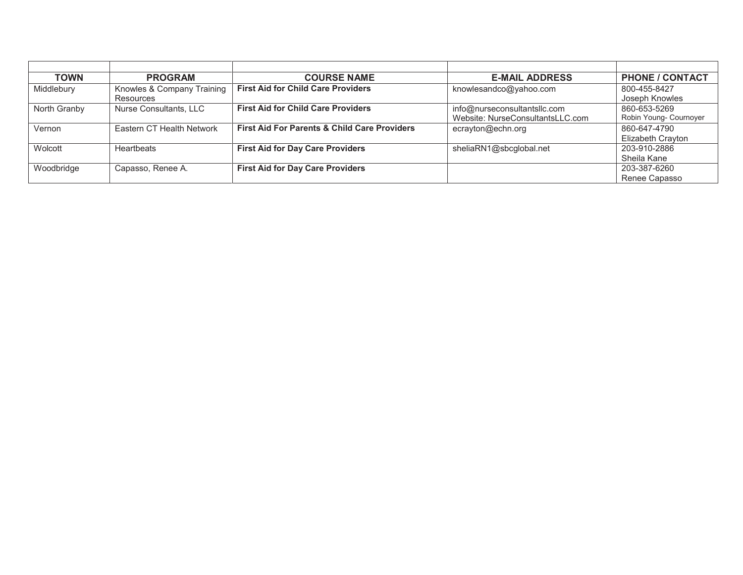| TOWN | PROGRAM | COURSE NAME | E-MAIL ADDRESS | PHONE / CONTACT |
|---|---|---|---|---|
| Middlebury | Knowles & Company Training Resources | **First Aid for Child Care Providers** | knowlesandco@yahoo.com | 800-455-8427 Joseph Knowles |
| North Granby | Nurse Consultants, LLC | **First Aid for Child Care Providers** | info@nurseconsultantsllc.com Website: NurseConsultantsLLC.com | 860-653-5269 Robin Young- Cournoyer |
| Vernon | Eastern CT Health Network | **First Aid For Parents & Child Care Providers** | ecrayton@echn.org | 860-647-4790 Elizabeth Crayton |
| Wolcott | Heartbeats | **First Aid for Day Care Providers** | sheliaRN1@sbcglobal.net | 203-910-2886 Sheila Kane |
| Woodbridge | Capasso, Renee A. | **First Aid for Day Care Providers** | | 203-387-6260 Renee Capasso |